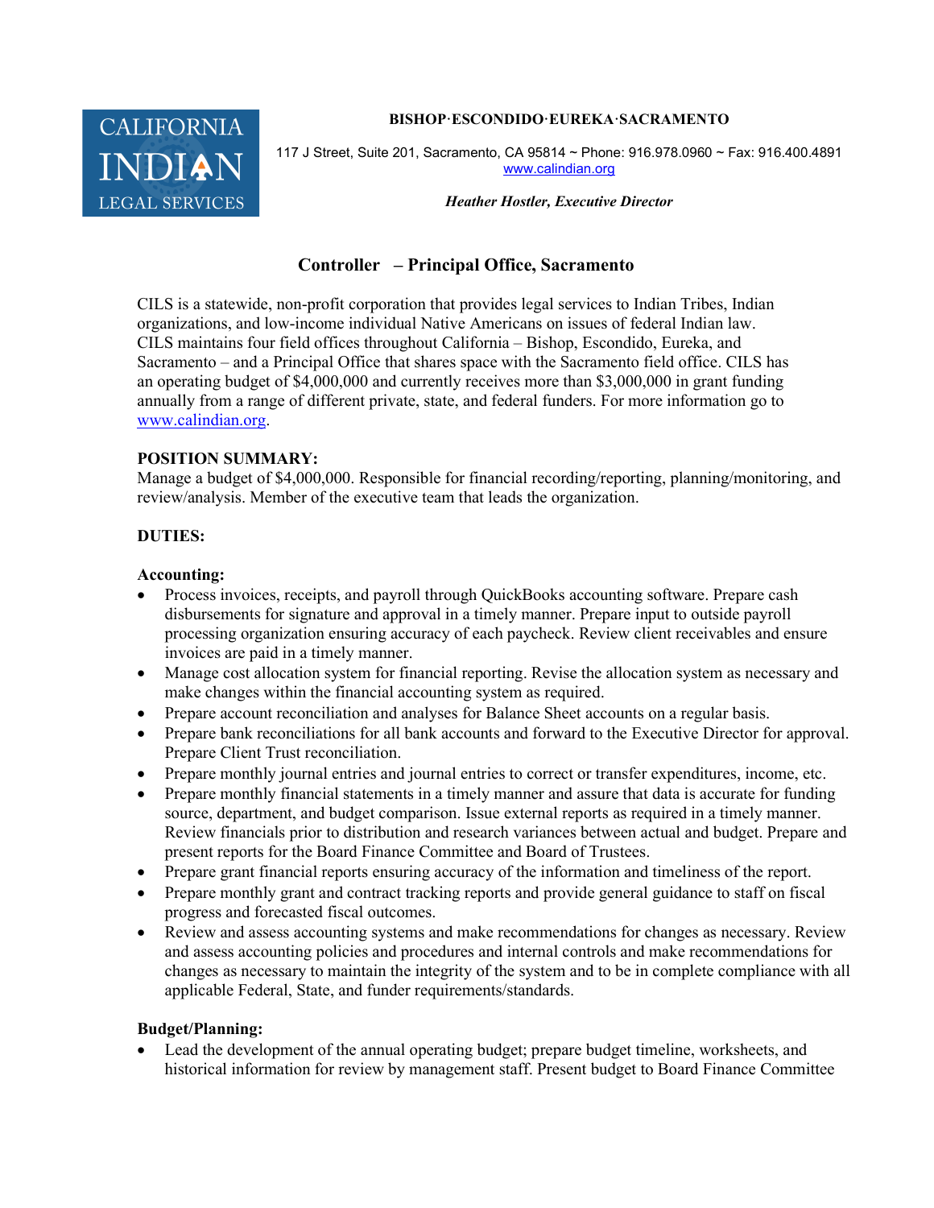CALIFORNIA INDIAN LEGAL SERVICES

**BISHOP·ESCONDIDO·EUREKA·SACRAMENTO**

117 J Street, Suite 201, Sacramento, CA 95814 ~ Phone: 916.978.0960 ~ Fax: 916.400.4891
www.calindian.org

***Heather Hostler, Executive Director***

# Controller – Principal Office, Sacramento

CILS is a statewide, non-profit corporation that provides legal services to Indian Tribes, Indian organizations, and low-income individual Native Americans on issues of federal Indian law. CILS maintains four field offices throughout California – Bishop, Escondido, Eureka, and Sacramento – and a Principal Office that shares space with the Sacramento field office. CILS has an operating budget of $4,000,000 and currently receives more than $3,000,000 in grant funding annually from a range of different private, state, and federal funders. For more information go to www.calindian.org.

## POSITION SUMMARY:

Manage a budget of $4,000,000. Responsible for financial recording/reporting, planning/monitoring, and review/analysis. Member of the executive team that leads the organization.

## DUTIES:

### Accounting:

- Process invoices, receipts, and payroll through QuickBooks accounting software. Prepare cash disbursements for signature and approval in a timely manner. Prepare input to outside payroll processing organization ensuring accuracy of each paycheck. Review client receivables and ensure invoices are paid in a timely manner.
- Manage cost allocation system for financial reporting. Revise the allocation system as necessary and make changes within the financial accounting system as required.
- Prepare account reconciliation and analyses for Balance Sheet accounts on a regular basis.
- Prepare bank reconciliations for all bank accounts and forward to the Executive Director for approval. Prepare Client Trust reconciliation.
- Prepare monthly journal entries and journal entries to correct or transfer expenditures, income, etc.
- Prepare monthly financial statements in a timely manner and assure that data is accurate for funding source, department, and budget comparison. Issue external reports as required in a timely manner. Review financials prior to distribution and research variances between actual and budget. Prepare and present reports for the Board Finance Committee and Board of Trustees.
- Prepare grant financial reports ensuring accuracy of the information and timeliness of the report.
- Prepare monthly grant and contract tracking reports and provide general guidance to staff on fiscal progress and forecasted fiscal outcomes.
- Review and assess accounting systems and make recommendations for changes as necessary. Review and assess accounting policies and procedures and internal controls and make recommendations for changes as necessary to maintain the integrity of the system and to be in complete compliance with all applicable Federal, State, and funder requirements/standards.

### Budget/Planning:

- Lead the development of the annual operating budget; prepare budget timeline, worksheets, and historical information for review by management staff. Present budget to Board Finance Committee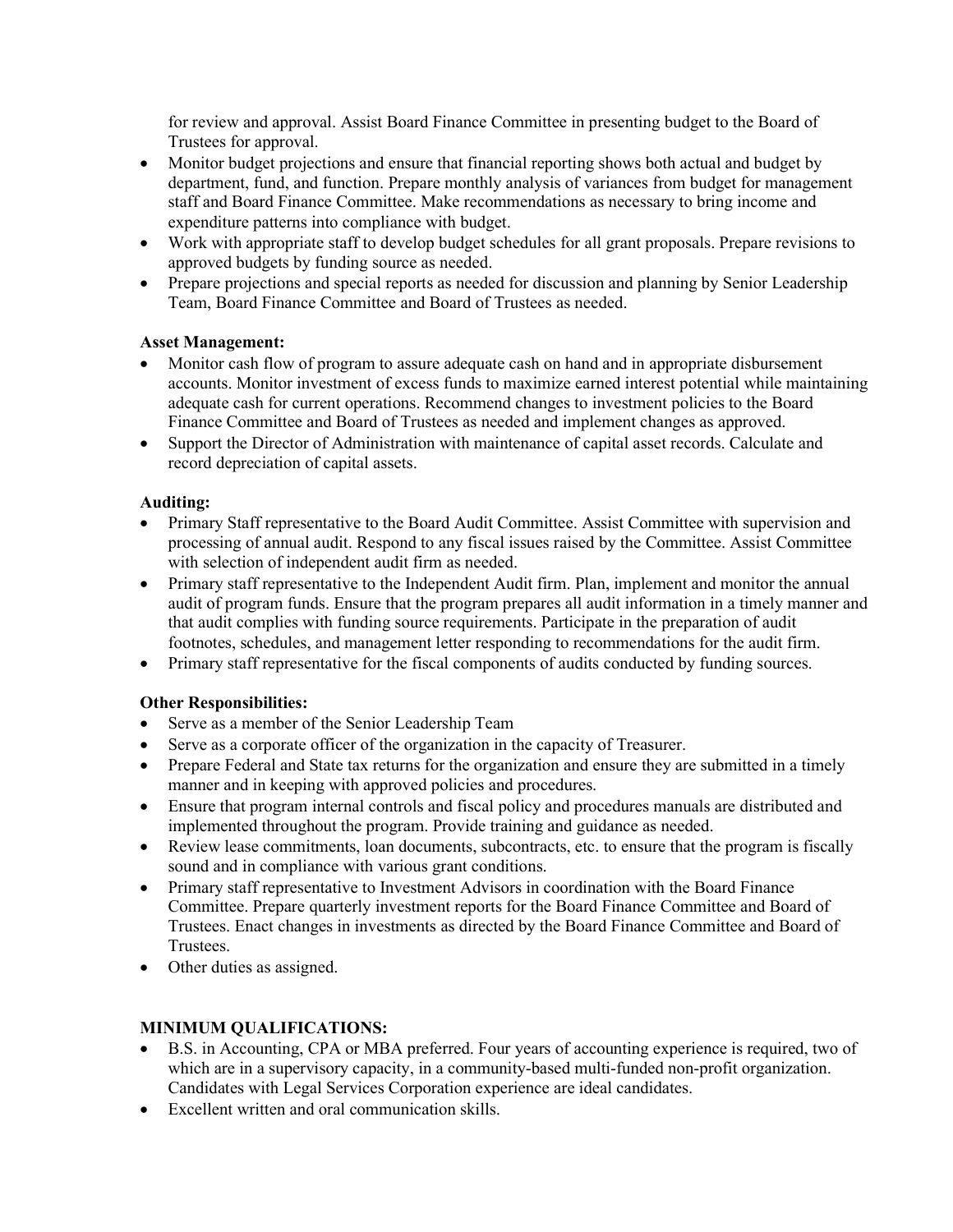for review and approval. Assist Board Finance Committee in presenting budget to the Board of Trustees for approval.

- Monitor budget projections and ensure that financial reporting shows both actual and budget by department, fund, and function. Prepare monthly analysis of variances from budget for management staff and Board Finance Committee. Make recommendations as necessary to bring income and expenditure patterns into compliance with budget.
- Work with appropriate staff to develop budget schedules for all grant proposals. Prepare revisions to approved budgets by funding source as needed.
- Prepare projections and special reports as needed for discussion and planning by Senior Leadership Team, Board Finance Committee and Board of Trustees as needed.

**Asset Management:**

- Monitor cash flow of program to assure adequate cash on hand and in appropriate disbursement accounts. Monitor investment of excess funds to maximize earned interest potential while maintaining adequate cash for current operations. Recommend changes to investment policies to the Board Finance Committee and Board of Trustees as needed and implement changes as approved.
- Support the Director of Administration with maintenance of capital asset records. Calculate and record depreciation of capital assets.

**Auditing:**

- Primary Staff representative to the Board Audit Committee. Assist Committee with supervision and processing of annual audit. Respond to any fiscal issues raised by the Committee. Assist Committee with selection of independent audit firm as needed.
- Primary staff representative to the Independent Audit firm. Plan, implement and monitor the annual audit of program funds. Ensure that the program prepares all audit information in a timely manner and that audit complies with funding source requirements. Participate in the preparation of audit footnotes, schedules, and management letter responding to recommendations for the audit firm.
- Primary staff representative for the fiscal components of audits conducted by funding sources.

**Other Responsibilities:**

- Serve as a member of the Senior Leadership Team
- Serve as a corporate officer of the organization in the capacity of Treasurer.
- Prepare Federal and State tax returns for the organization and ensure they are submitted in a timely manner and in keeping with approved policies and procedures.
- Ensure that program internal controls and fiscal policy and procedures manuals are distributed and implemented throughout the program. Provide training and guidance as needed.
- Review lease commitments, loan documents, subcontracts, etc. to ensure that the program is fiscally sound and in compliance with various grant conditions.
- Primary staff representative to Investment Advisors in coordination with the Board Finance Committee. Prepare quarterly investment reports for the Board Finance Committee and Board of Trustees. Enact changes in investments as directed by the Board Finance Committee and Board of Trustees.
- Other duties as assigned.

**MINIMUM QUALIFICATIONS:**

- B.S. in Accounting, CPA or MBA preferred. Four years of accounting experience is required, two of which are in a supervisory capacity, in a community-based multi-funded non-profit organization. Candidates with Legal Services Corporation experience are ideal candidates.
- Excellent written and oral communication skills.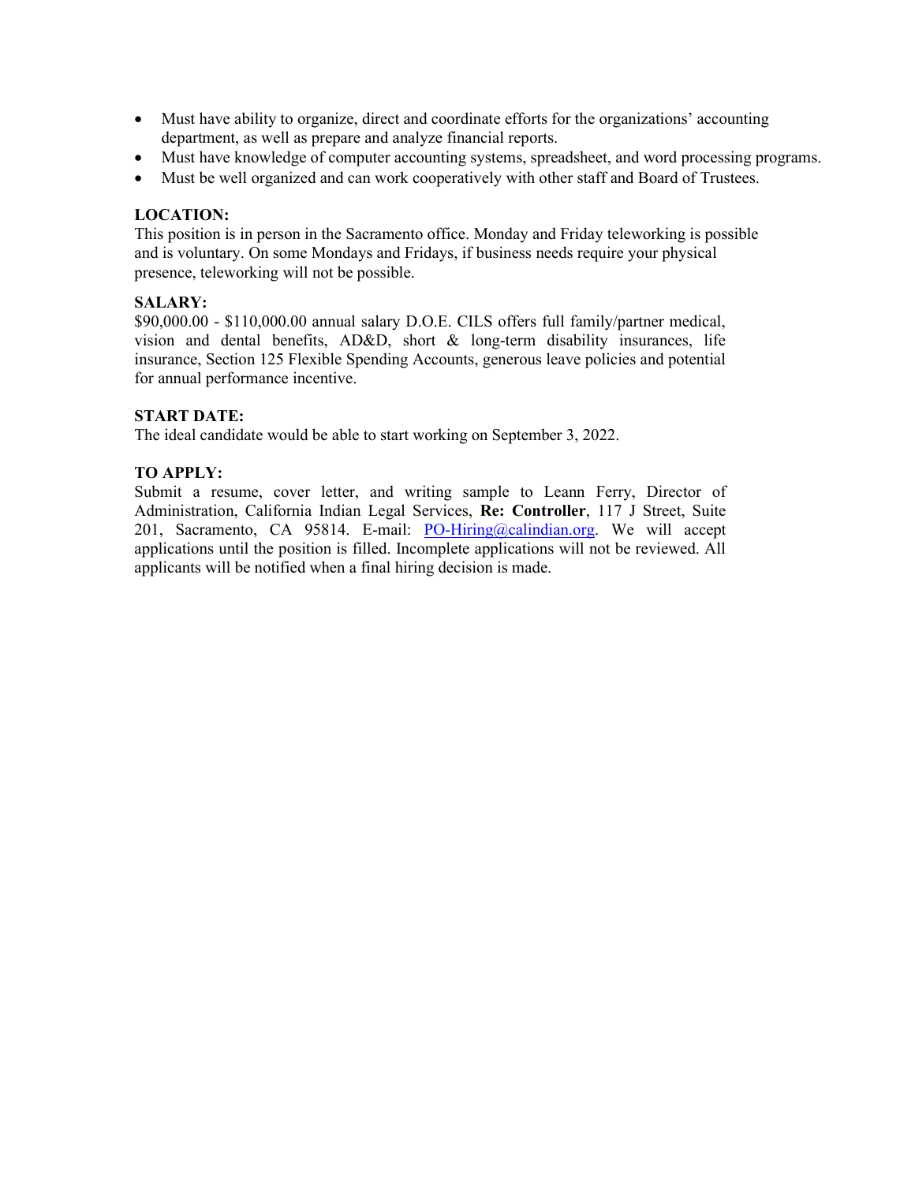- Must have ability to organize, direct and coordinate efforts for the organizations' accounting department, as well as prepare and analyze financial reports.
- Must have knowledge of computer accounting systems, spreadsheet, and word processing programs.
- Must be well organized and can work cooperatively with other staff and Board of Trustees.

**LOCATION:**
This position is in person in the Sacramento office. Monday and Friday teleworking is possible and is voluntary. On some Mondays and Fridays, if business needs require your physical presence, teleworking will not be possible.

**SALARY:**
$90,000.00 - $110,000.00 annual salary D.O.E. CILS offers full family/partner medical, vision and dental benefits, AD&D, short & long-term disability insurances, life insurance, Section 125 Flexible Spending Accounts, generous leave policies and potential for annual performance incentive.

**START DATE:**
The ideal candidate would be able to start working on September 3, 2022.

**TO APPLY:**
Submit a resume, cover letter, and writing sample to Leann Ferry, Director of Administration, California Indian Legal Services, **Re: Controller**, 117 J Street, Suite 201, Sacramento, CA 95814. E-mail: PO-Hiring@calindian.org. We will accept applications until the position is filled. Incomplete applications will not be reviewed. All applicants will be notified when a final hiring decision is made.